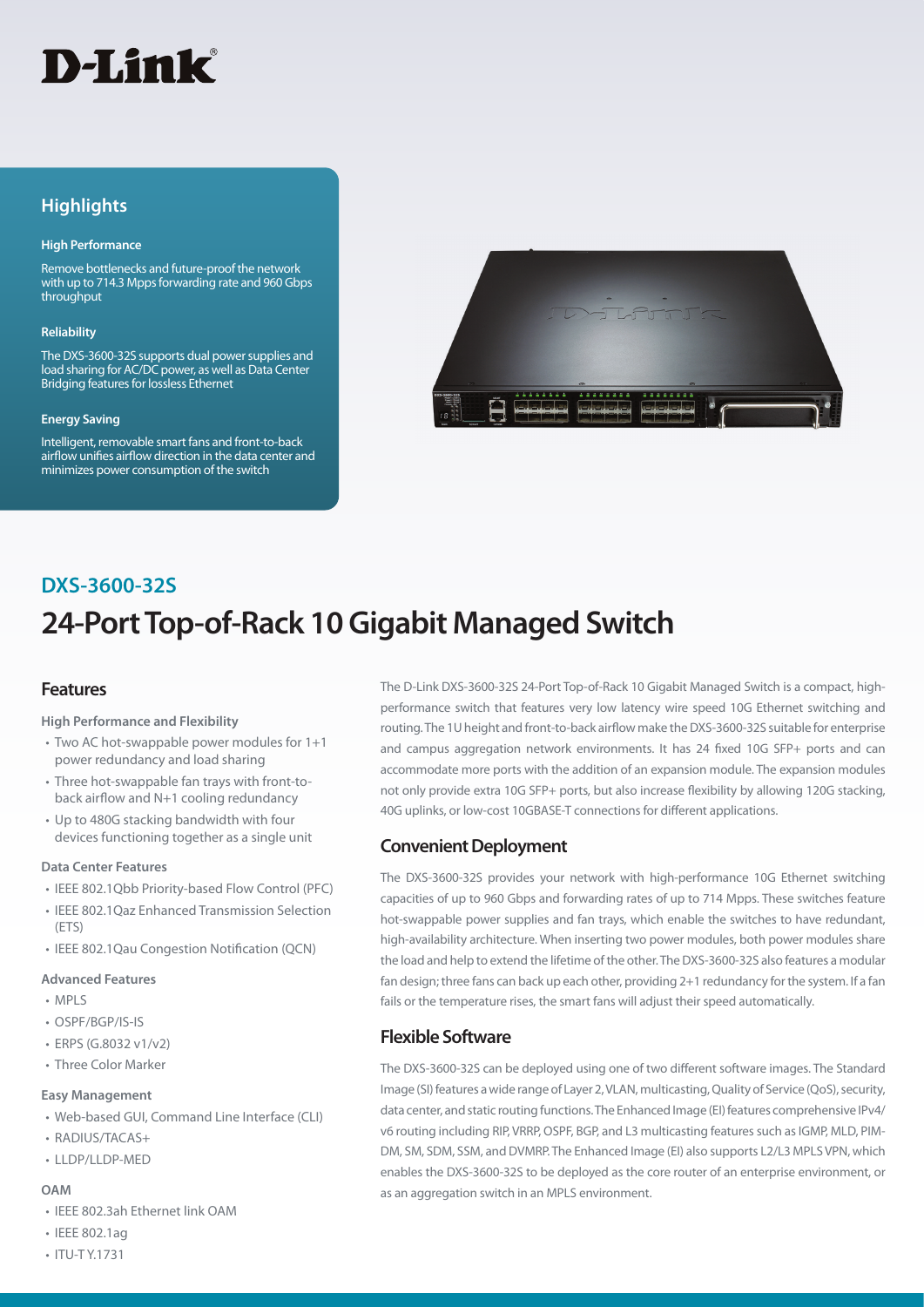D-Link

## Highlights

**High Performance**

Remove bottlenecks and future-proof the network with up to 714.3 Mpps forwarding rate and 960 Gbps throughput

**Reliability**

The DXS-3600-32S supports dual power supplies and load sharing for AC/DC power, as well as Data Center Bridging features for lossless Ethernet

**Energy Saving**

Intelligent, removable smart fans and front-to-back airflow unifies airflow direction in the data center and minimizes power consumption of the switch

## DXS-3600-32S

# 24-Port Top-of-Rack 10 Gigabit Managed Switch

## Features

**High Performance and Flexibility**

- Two AC hot-swappable power modules for 1+1 power redundancy and load sharing
- Three hot-swappable fan trays with front-to-back airflow and N+1 cooling redundancy
- Up to 480G stacking bandwidth with four devices functioning together as a single unit

**Data Center Features**

- IEEE 802.1Qbb Priority-based Flow Control (PFC)
- IEEE 802.1Qaz Enhanced Transmission Selection (ETS)
- IEEE 802.1Qau Congestion Notification (QCN)

**Advanced Features**

- MPLS
- OSPF/BGP/IS-IS
- ERPS (G.8032 v1/v2)
- Three Color Marker

**Easy Management**

- Web-based GUI, Command Line Interface (CLI)
- RADIUS/TACAS+
- LLDP/LLDP-MED

**OAM**

- IEEE 802.3ah Ethernet link OAM
- IEEE 802.1ag
- ITU-T Y.1731

The D-Link DXS-3600-32S 24-Port Top-of-Rack 10 Gigabit Managed Switch is a compact, high-performance switch that features very low latency wire speed 10G Ethernet switching and routing. The 1U height and front-to-back airflow make the DXS-3600-32S suitable for enterprise and campus aggregation network environments. It has 24 fixed 10G SFP+ ports and can accommodate more ports with the addition of an expansion module. The expansion modules not only provide extra 10G SFP+ ports, but also increase flexibility by allowing 120G stacking, 40G uplinks, or low-cost 10GBASE-T connections for different applications.

### Convenient Deployment

The DXS-3600-32S provides your network with high-performance 10G Ethernet switching capacities of up to 960 Gbps and forwarding rates of up to 714 Mpps. These switches feature hot-swappable power supplies and fan trays, which enable the switches to have redundant, high-availability architecture. When inserting two power modules, both power modules share the load and help to extend the lifetime of the other. The DXS-3600-32S also features a modular fan design; three fans can back up each other, providing 2+1 redundancy for the system. If a fan fails or the temperature rises, the smart fans will adjust their speed automatically.

### Flexible Software

The DXS-3600-32S can be deployed using one of two different software images. The Standard Image (SI) features a wide range of Layer 2, VLAN, multicasting, Quality of Service (QoS), security, data center, and static routing functions. The Enhanced Image (EI) features comprehensive IPv4/v6 routing including RIP, VRRP, OSPF, BGP, and L3 multicasting features such as IGMP, MLD, PIM-DM, SM, SDM, SSM, and DVMRP. The Enhanced Image (EI) also supports L2/L3 MPLS VPN, which enables the DXS-3600-32S to be deployed as the core router of an enterprise environment, or as an aggregation switch in an MPLS environment.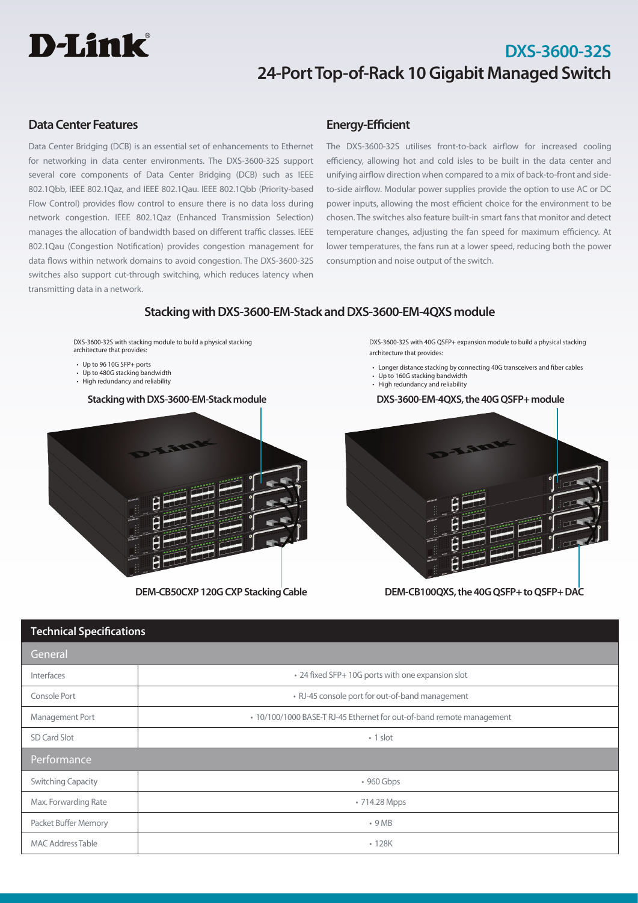# DXS-3600-32S

## 24-Port Top-of-Rack 10 Gigabit Managed Switch

## Data Center Features

Data Center Bridging (DCB) is an essential set of enhancements to Ethernet for networking in data center environments. The DXS-3600-32S support several core components of Data Center Bridging (DCB) such as IEEE 802.1Qbb, IEEE 802.1Qaz, and IEEE 802.1Qau. IEEE 802.1Qbb (Priority-based Flow Control) provides flow control to ensure there is no data loss during network congestion. IEEE 802.1Qaz (Enhanced Transmission Selection) manages the allocation of bandwidth based on different traffic classes. IEEE 802.1Qau (Congestion Notification) provides congestion management for data flows within network domains to avoid congestion. The DXS-3600-32S switches also support cut-through switching, which reduces latency when transmitting data in a network.

## Energy-Efficient

The DXS-3600-32S utilises front-to-back airflow for increased cooling efficiency, allowing hot and cold isles to be built in the data center and unifying airflow direction when compared to a mix of back-to-front and side-to-side airflow. Modular power supplies provide the option to use AC or DC power inputs, allowing the most efficient choice for the environment to be chosen. The switches also feature built-in smart fans that monitor and detect temperature changes, adjusting the fan speed for maximum efficiency. At lower temperatures, the fans run at a lower speed, reducing both the power consumption and noise output of the switch.

## Stacking with DXS-3600-EM-Stack and DXS-3600-EM-4QXS module

DXS-3600-32S with stacking module to build a physical stacking architecture that provides:

- Up to 96 10G SFP+ ports
- Up to 480G stacking bandwidth
- High redundancy and reliability

**Stacking with DXS-3600-EM-Stack module**

DEM-CB50CXP 120G CXP Stacking Cable

DXS-3600-32S with 40G QSFP+ expansion module to build a physical stacking architecture that provides:

- Longer distance stacking by connecting 40G transceivers and fiber cables
- Up to 160G stacking bandwidth
- High redundancy and reliability

**DXS-3600-EM-4QXS, the 40G QSFP+ module**

DEM-CB100QXS, the 40G QSFP+ to QSFP+ DAC

## Technical Specifications

| | |
|---|---|
| **General** | |
| Interfaces | • 24 fixed SFP+ 10G ports with one expansion slot |
| Console Port | • RJ-45 console port for out-of-band management |
| Management Port | • 10/100/1000 BASE-T RJ-45 Ethernet for out-of-band remote management |
| SD Card Slot | • 1 slot |
| **Performance** | |
| Switching Capacity | • 960 Gbps |
| Max. Forwarding Rate | • 714.28 Mpps |
| Packet Buffer Memory | • 9 MB |
| MAC Address Table | • 128K |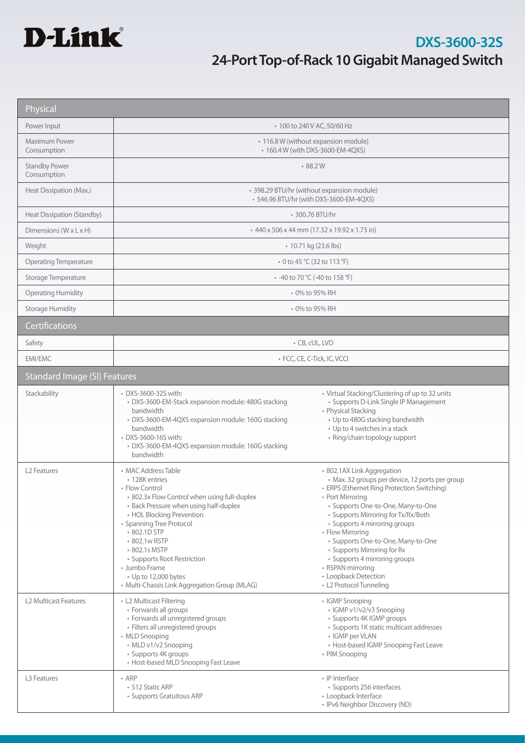# D-Link

## DXS-3600-32S

## 24-Port Top-of-Rack 10 Gigabit Managed Switch

| Physical | |
|---|---|
| Power Input | • 100 to 240 V AC, 50/60 Hz |
| Maximum Power Consumption | • 116.8 W (without expansion module)<br>• 160.4 W (with DXS-3600-EM-4QXS) |
| Standby Power Consumption | • 88.2 W |
| Heat Dissipation (Max.) | • 398.29 BTU/hr (without expansion module)<br>• 546.96 BTU/hr (with DXS-3600-EM-4QXS) |
| Heat Dissipation (Standby) | • 300.76 BTU/hr |
| Dimensions (W x L x H) | • 440 x 506 x 44 mm (17.32 x 19.92 x 1.73 in) |
| Weight | • 10.71 kg (23.6 lbs) |
| Operating Temperature | • 0 to 45 °C (32 to 113 °F) |
| Storage Temperature | • -40 to 70 °C (-40 to 158 °F) |
| Operating Humidity | • 0% to 95% RH |
| Storage Humidity | • 0% to 95% RH |

| Certifications | |
|---|---|
| Safety | • CB, cUL, LVD |
| EMI/EMC | • FCC, CE, C-Tick, IC, VCCI |

| Standard Image (SI) Features | | |
|---|---|---|
| Stackability | • DXS-3600-32S with:<br>• DXS-3600-EM-Stack expansion module: 480G stacking bandwidth<br>• DXS-3600-EM-4QXS expansion module: 160G stacking bandwidth<br>• DXS-3600-16S with:<br>• DXS-3600-EM-4QXS expansion module: 160G stacking bandwidth | • Virtual Stacking/Clustering of up to 32 units<br>• Supports D-Link Single IP Management<br>• Physical Stacking<br>• Up to 480G stacking bandwidth<br>• Up to 4 switches in a stack<br>• Ring/chain topology support |
| L2 Features | • MAC Address Table<br>• 128K entries<br>• Flow Control<br>• 802.3x Flow Control when using full-duplex<br>• Back Pressure when using half-duplex<br>• HOL Blocking Prevention<br>• Spanning Tree Protocol<br>• 802.1D STP<br>• 802.1w RSTP<br>• 802.1s MSTP<br>• Supports Root Restriction<br>• Jumbo Frame<br>• Up to 12,000 bytes<br>• Multi-Chassis Link Aggregation Group (MLAG) | • 802.1AX Link Aggregation<br>• Max. 32 groups per device, 12 ports per group<br>• ERPS (Ethernet Ring Protection Switching)<br>• Port Mirroring<br>• Supports One-to-One, Many-to-One<br>• Supports Mirroring for Tx/Rx/Both<br>• Supports 4 mirroring groups<br>• Flow Mirroring<br>• Supports One-to-One, Many-to-One<br>• Supports Mirroring for Rx<br>• Supports 4 mirroring groups<br>• RSPAN mirroring<br>• Loopback Detection<br>• L2 Protocol Tunneling |
| L2 Multicast Features | • L2 Multicast Filtering<br>• Forwards all groups<br>• Forwards all unregistered groups<br>• Filters all unregistered groups<br>• MLD Snooping<br>• MLD v1/v2 Snooping<br>• Supports 4K groups<br>• Host-based MLD Snooping Fast Leave | • IGMP Snooping<br>• IGMP v1/v2/v3 Snooping<br>• Supports 4K IGMP groups<br>• Supports 1K static multicast addresses<br>• IGMP per VLAN<br>• Host-based IGMP Snooping Fast Leave<br>• PIM Snooping |
| L3 Features | • ARP<br>• 512 Static ARP<br>• Supports Gratuitous ARP | • IP Interface<br>• Supports 256 interfaces<br>• Loopback Interface<br>• IPv6 Neighbor Discovery (ND) |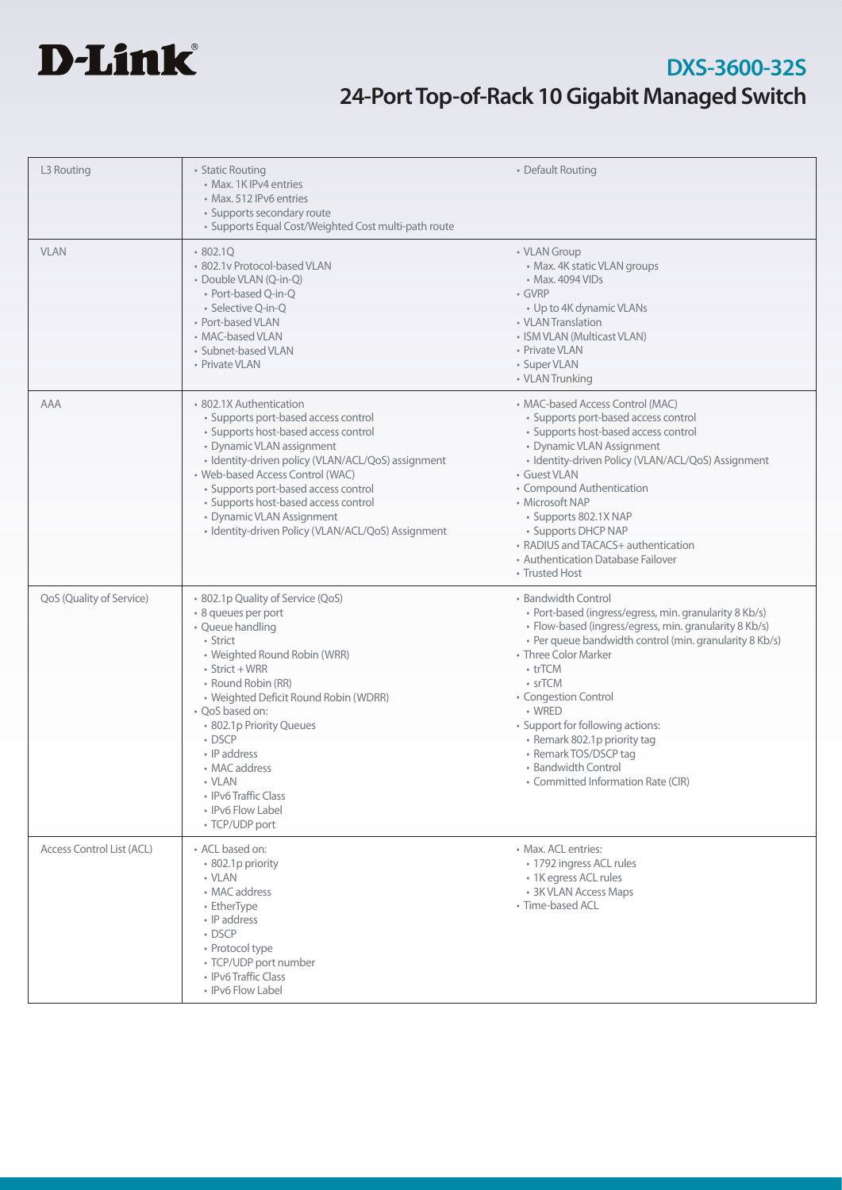# D-Link

## DXS-3600-32S

## 24-Port Top-of-Rack 10 Gigabit Managed Switch

| | | |
|---|---|---|
| L3 Routing | • Static Routing<br>  • Max. 1K IPv4 entries<br>  • Max. 512 IPv6 entries<br>  • Supports secondary route<br>  • Supports Equal Cost/Weighted Cost multi-path route | • Default Routing |
| VLAN | • 802.1Q<br>• 802.1v Protocol-based VLAN<br>• Double VLAN (Q-in-Q)<br>  • Port-based Q-in-Q<br>  • Selective Q-in-Q<br>• Port-based VLAN<br>• MAC-based VLAN<br>• Subnet-based VLAN<br>• Private VLAN | • VLAN Group<br>  • Max. 4K static VLAN groups<br>  • Max. 4094 VIDs<br>• GVRP<br>  • Up to 4K dynamic VLANs<br>• VLAN Translation<br>• ISM VLAN (Multicast VLAN)<br>• Private VLAN<br>• Super VLAN<br>• VLAN Trunking |
| AAA | • 802.1X Authentication<br>  • Supports port-based access control<br>  • Supports host-based access control<br>  • Dynamic VLAN assignment<br>  • Identity-driven policy (VLAN/ACL/QoS) assignment<br>• Web-based Access Control (WAC)<br>  • Supports port-based access control<br>  • Supports host-based access control<br>  • Dynamic VLAN Assignment<br>  • Identity-driven Policy (VLAN/ACL/QoS) Assignment | • MAC-based Access Control (MAC)<br>  • Supports port-based access control<br>  • Supports host-based access control<br>  • Dynamic VLAN Assignment<br>  • Identity-driven Policy (VLAN/ACL/QoS) Assignment<br>• Guest VLAN<br>• Compound Authentication<br>• Microsoft NAP<br>  • Supports 802.1X NAP<br>  • Supports DHCP NAP<br>• RADIUS and TACACS+ authentication<br>• Authentication Database Failover<br>• Trusted Host |
| QoS (Quality of Service) | • 802.1p Quality of Service (QoS)<br>• 8 queues per port<br>• Queue handling<br>  • Strict<br>  • Weighted Round Robin (WRR)<br>  • Strict + WRR<br>  • Round Robin (RR)<br>  • Weighted Deficit Round Robin (WDRR)<br>• QoS based on:<br>  • 802.1p Priority Queues<br>  • DSCP<br>  • IP address<br>  • MAC address<br>  • VLAN<br>  • IPv6 Traffic Class<br>  • IPv6 Flow Label<br>  • TCP/UDP port | • Bandwidth Control<br>  • Port-based (ingress/egress, min. granularity 8 Kb/s)<br>  • Flow-based (ingress/egress, min. granularity 8 Kb/s)<br>  • Per queue bandwidth control (min. granularity 8 Kb/s)<br>• Three Color Marker<br>  • trTCM<br>  • srTCM<br>• Congestion Control<br>  • WRED<br>• Support for following actions:<br>  • Remark 802.1p priority tag<br>  • Remark TOS/DSCP tag<br>  • Bandwidth Control<br>  • Committed Information Rate (CIR) |
| Access Control List (ACL) | • ACL based on:<br>  • 802.1p priority<br>  • VLAN<br>  • MAC address<br>  • EtherType<br>  • IP address<br>  • DSCP<br>  • Protocol type<br>  • TCP/UDP port number<br>  • IPv6 Traffic Class<br>  • IPv6 Flow Label | • Max. ACL entries:<br>  • 1792 ingress ACL rules<br>  • 1K egress ACL rules<br>  • 3K VLAN Access Maps<br>• Time-based ACL |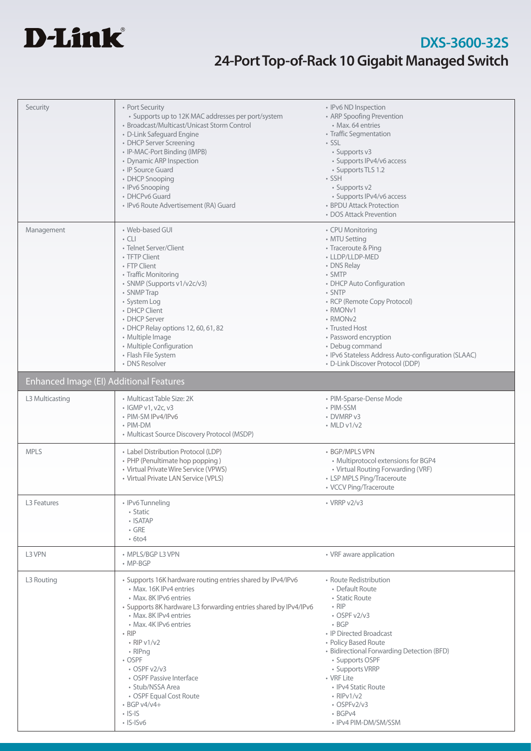| | | |
|---|---|---|
| Security | • Port Security<br>  • Supports up to 12K MAC addresses per port/system<br>• Broadcast/Multicast/Unicast Storm Control<br>• D-Link Safeguard Engine<br>• DHCP Server Screening<br>• IP-MAC-Port Binding (IMPB)<br>• Dynamic ARP Inspection<br>• IP Source Guard<br>• DHCP Snooping<br>• IPv6 Snooping<br>• DHCPv6 Guard<br>• IPv6 Route Advertisement (RA) Guard | • IPv6 ND Inspection<br>• ARP Spoofing Prevention<br>  • Max. 64 entries<br>• Traffic Segmentation<br>• SSL<br>  • Supports v3<br>  • Supports IPv4/v6 access<br>  • Supports TLS 1.2<br>• SSH<br>  • Supports v2<br>  • Supports IPv4/v6 access<br>• BPDU Attack Protection<br>• DOS Attack Prevention |
| Management | • Web-based GUI<br>• CLI<br>• Telnet Server/Client<br>• TFTP Client<br>• FTP Client<br>• Traffic Monitoring<br>• SNMP (Supports v1/v2c/v3)<br>• SNMP Trap<br>• System Log<br>• DHCP Client<br>• DHCP Server<br>• DHCP Relay options 12, 60, 61, 82<br>• Multiple Image<br>• Multiple Configuration<br>• Flash File System<br>• DNS Resolver | • CPU Monitoring<br>• MTU Setting<br>• Traceroute & Ping<br>• LLDP/LLDP-MED<br>• DNS Relay<br>• SMTP<br>• DHCP Auto Configuration<br>• SNTP<br>• RCP (Remote Copy Protocol)<br>• RMONv1<br>• RMONv2<br>• Trusted Host<br>• Password encryption<br>• Debug command<br>• IPv6 Stateless Address Auto-configuration (SLAAC)<br>• D-Link Discover Protocol (DDP) |
| **Enhanced Image (EI) Additional Features** | | |
| L3 Multicasting | • Multicast Table Size: 2K<br>• IGMP v1, v2c, v3<br>• PIM-SM IPv4/IPv6<br>• PIM-DM<br>• Multicast Source Discovery Protocol (MSDP) | • PIM-Sparse-Dense Mode<br>• PIM-SSM<br>• DVMRP v3<br>• MLD v1/v2 |
| MPLS | • Label Distribution Protocol (LDP)<br>• PHP (Penultimate hop popping )<br>• Virtual Private Wire Service (VPWS)<br>• Virtual Private LAN Service (VPLS) | • BGP/MPLS VPN<br>  • Multiprotocol extensions for BGP4<br>  • Virtual Routing Forwarding (VRF)<br>• LSP MPLS Ping/Traceroute<br>• VCCV Ping/Traceroute |
| L3 Features | • IPv6 Tunneling<br>  • Static<br>  • ISATAP<br>  • GRE<br>  • 6to4 | • VRRP v2/v3 |
| L3 VPN | • MPLS/BGP L3 VPN<br>• MP-BGP | • VRF aware application |
| L3 Routing | • Supports 16K hardware routing entries shared by IPv4/IPv6<br>  • Max. 16K IPv4 entries<br>  • Max. 8K IPv6 entries<br>• Supports 8K hardware L3 forwarding entries shared by IPv4/IPv6<br>  • Max. 8K IPv4 entries<br>  • Max. 4K IPv6 entries<br>• RIP<br>  • RIP v1/v2<br>  • RIPng<br>• OSPF<br>  • OSPF v2/v3<br>  • OSPF Passive Interface<br>  • Stub/NSSA Area<br>  • OSPF Equal Cost Route<br>• BGP v4/v4+<br>• IS-IS<br>• IS-ISv6 | • Route Redistribution<br>  • Default Route<br>  • Static Route<br>  • RIP<br>  • OSPF v2/v3<br>  • BGP<br>• IP Directed Broadcast<br>• Policy Based Route<br>• Bidirectional Forwarding Detection (BFD)<br>  • Supports OSPF<br>  • Supports VRRP<br>• VRF Lite<br>  • IPv4 Static Route<br>  • RIPv1/v2<br>  • OSPFv2/v3<br>  • BGPv4<br>  • IPv4 PIM-DM/SM/SSM |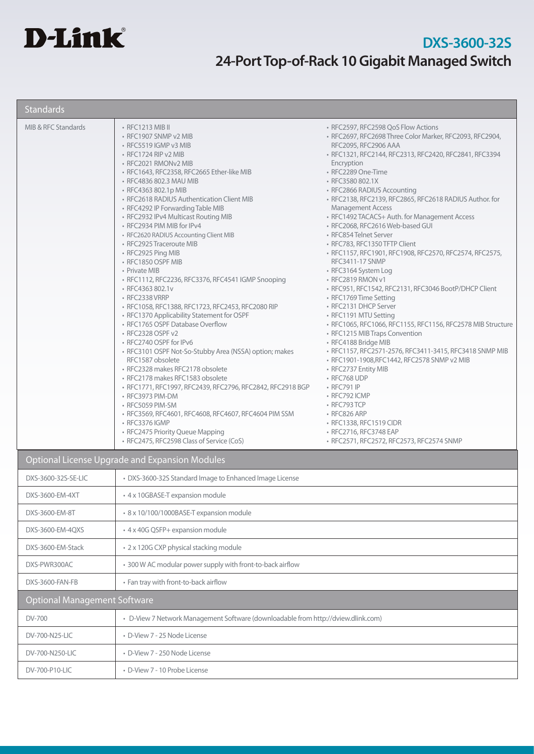# DXS-3600-32S

## 24-Port Top-of-Rack 10 Gigabit Managed Switch

## Standards

**MIB & RFC Standards**

- RFC1213 MIB II
- RFC1907 SNMP v2 MIB
- RFC5519 IGMP v3 MIB
- RFC1724 RIP v2 MIB
- RFC2021 RMONv2 MIB
- RFC1643, RFC2358, RFC2665 Ether-like MIB
- RFC4836 802.3 MAU MIB
- RFC4363 802.1p MIB
- RFC2618 RADIUS Authentication Client MIB
- RFC4292 IP Forwarding Table MIB
- RFC2932 IPv4 Multicast Routing MIB
- RFC2934 PIM MIB for IPv4
- RFC2620 RADIUS Accounting Client MIB
- RFC2925 Traceroute MIB
- RFC2925 Ping MIB
- RFC1850 OSPF MIB
- Private MIB
- RFC1112, RFC2236, RFC3376, RFC4541 IGMP Snooping
- RFC4363 802.1v
- RFC2338 VRRP
- RFC1058, RFC1388, RFC1723, RFC2453, RFC2080 RIP
- RFC1370 Applicability Statement for OSPF
- RFC1765 OSPF Database Overflow
- RFC2328 OSPF v2
- RFC2740 OSPF for IPv6
- RFC3101 OSPF Not-So-Stubby Area (NSSA) option; makes RFC1587 obsolete
- RFC2328 makes RFC2178 obsolete
- RFC2178 makes RFC1583 obsolete
- RFC1771, RFC1997, RFC2439, RFC2796, RFC2842, RFC2918 BGP
- RFC3973 PIM-DM
- RFC5059 PIM-SM
- RFC3569, RFC4601, RFC4608, RFC4607, RFC4604 PIM SSM
- RFC3376 IGMP
- RFC2475 Priority Queue Mapping
- RFC2475, RFC2598 Class of Service (CoS)
- RFC2597, RFC2598 QoS Flow Actions
- RFC2697, RFC2698 Three Color Marker, RFC2093, RFC2904, RFC2095, RFC2906 AAA
- RFC1321, RFC2144, RFC2313, RFC2420, RFC2841, RFC3394 Encryption
- RFC2289 One-Time
- RFC3580 802.1X
- RFC2866 RADIUS Accounting
- RFC2138, RFC2139, RFC2865, RFC2618 RADIUS Author. for Management Access
- RFC1492 TACACS+ Auth. for Management Access
- RFC2068, RFC2616 Web-based GUI
- RFC854 Telnet Server
- RFC783, RFC1350 TFTP Client
- RFC1157, RFC1901, RFC1908, RFC2570, RFC2574, RFC2575, RFC3411-17 SNMP
- RFC3164 System Log
- RFC2819 RMON v1
- RFC951, RFC1542, RFC2131, RFC3046 BootP/DHCP Client
- RFC1769 Time Setting
- RFC2131 DHCP Server
- RFC1191 MTU Setting
- RFC1065, RFC1066, RFC1155, RFC1156, RFC2578 MIB Structure
- RFC1215 MIB Traps Convention
- RFC4188 Bridge MIB
- RFC1157, RFC2571-2576, RFC3411-3415, RFC3418 SNMP MIB
- RFC1901-1908,RFC1442, RFC2578 SNMP v2 MIB
- RFC2737 Entity MIB
- RFC768 UDP
- RFC791 IP
- RFC792 ICMP
- RFC793 TCP
- RFC826 ARP
- RFC1338, RFC1519 CIDR
- RFC2716, RFC3748 EAP
- RFC2571, RFC2572, RFC2573, RFC2574 SNMP

## Optional License Upgrade and Expansion Modules

| | |
|---|---|
| DXS-3600-32S-SE-LIC | • DXS-3600-32S Standard Image to Enhanced Image License |
| DXS-3600-EM-4XT | • 4 x 10GBASE-T expansion module |
| DXS-3600-EM-8T | • 8 x 10/100/1000BASE-T expansion module |
| DXS-3600-EM-4QXS | • 4 x 40G QSFP+ expansion module |
| DXS-3600-EM-Stack | • 2 x 120G CXP physical stacking module |
| DXS-PWR300AC | • 300 W AC modular power supply with front-to-back airflow |
| DXS-3600-FAN-FB | • Fan tray with front-to-back airflow |

## Optional Management Software

| | |
|---|---|
| DV-700 | • D-View 7 Network Management Software (downloadable from http://dview.dlink.com) |
| DV-700-N25-LIC | • D-View 7 - 25 Node License |
| DV-700-N250-LIC | • D-View 7 - 250 Node License |
| DV-700-P10-LIC | • D-View 7 - 10 Probe License |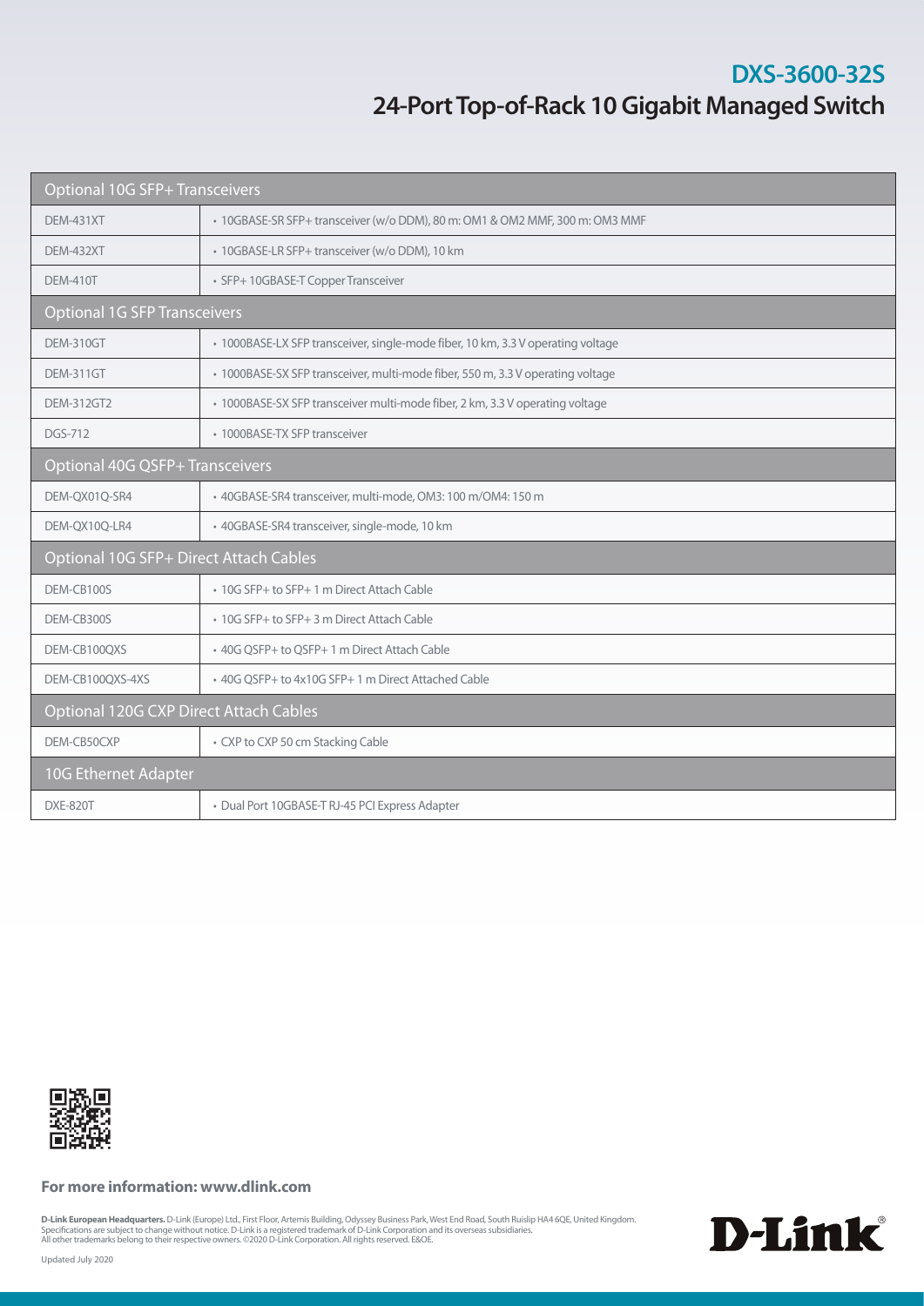## DXS-3600-32S

# 24-Port Top-of-Rack 10 Gigabit Managed Switch

| Optional 10G SFP+ Transceivers | |
|---|---|
| DEM-431XT | • 10GBASE-SR SFP+ transceiver (w/o DDM), 80 m: OM1 & OM2 MMF, 300 m: OM3 MMF |
| DEM-432XT | • 10GBASE-LR SFP+ transceiver (w/o DDM), 10 km |
| DEM-410T | • SFP+ 10GBASE-T Copper Transceiver |
| **Optional 1G SFP Transceivers** | |
| DEM-310GT | • 1000BASE-LX SFP transceiver, single-mode fiber, 10 km, 3.3 V operating voltage |
| DEM-311GT | • 1000BASE-SX SFP transceiver, multi-mode fiber, 550 m, 3.3 V operating voltage |
| DEM-312GT2 | • 1000BASE-SX SFP transceiver multi-mode fiber, 2 km, 3.3 V operating voltage |
| DGS-712 | • 1000BASE-TX SFP transceiver |
| **Optional 40G QSFP+ Transceivers** | |
| DEM-QX01Q-SR4 | • 40GBASE-SR4 transceiver, multi-mode, OM3: 100 m/OM4: 150 m |
| DEM-QX10Q-LR4 | • 40GBASE-SR4 transceiver, single-mode, 10 km |
| **Optional 10G SFP+ Direct Attach Cables** | |
| DEM-CB100S | • 10G SFP+ to SFP+ 1 m Direct Attach Cable |
| DEM-CB300S | • 10G SFP+ to SFP+ 3 m Direct Attach Cable |
| DEM-CB100QXS | • 40G QSFP+ to QSFP+ 1 m Direct Attach Cable |
| DEM-CB100QXS-4XS | • 40G QSFP+ to 4x10G SFP+ 1 m Direct Attached Cable |
| **Optional 120G CXP Direct Attach Cables** | |
| DEM-CB50CXP | • CXP to CXP 50 cm Stacking Cable |
| **10G Ethernet Adapter** | |
| DXE-820T | • Dual Port 10GBASE-T RJ-45 PCI Express Adapter |

**For more information: www.dlink.com**

**D-Link European Headquarters.** D-Link (Europe) Ltd., First Floor, Artemis Building, Odyssey Business Park, West End Road, South Ruislip HA4 6QE, United Kingdom. Specifications are subject to change without notice. D-Link is a registered trademark of D-Link Corporation and its overseas subsidiaries. All other trademarks belong to their respective owners. ©2020 D-Link Corporation. All rights reserved. E&OE.

Updated July 2020